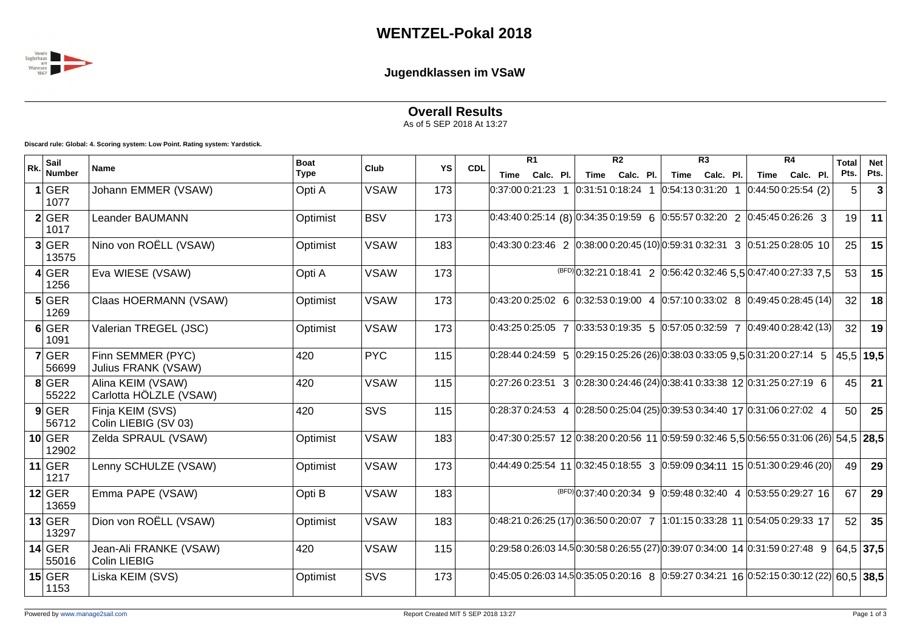# WENTZEL-Pokal 2018

## Jugendklassen im VSaW

### Overall Results

As of 5 SEP 2018 At 13:27

**Discard rule: Global: 4. Scoring system: Low Point. Rating system: Yardstick.**

| Rk. | Sail Number | Name | Boat Type | Club | YS | CDL | R1 | | | R2 | | | R3 | | | R4 | | | Total Pts. | Net Pts. |
|---|---|---|---|---|---|---|---|---|---|---|---|---|---|---|---|---|---|---|---|---|
| | | | | | | | Time | Calc. | Pl. | Time | Calc. | Pl. | Time | Calc. | Pl. | Time | Calc. | Pl. | | |
| 1 | GER 1077 | Johann EMMER (VSAW) | Opti A | VSAW | 173 | | 0:37:00 | 0:21:23 | 1 | 0:31:51 | 0:18:24 | 1 | 0:54:13 | 0:31:20 | 1 | 0:44:50 | 0:25:54 | (2) | 5 | **3** |
| 2 | GER 1017 | Leander BAUMANN | Optimist | BSV | 173 | | 0:43:40 | 0:25:14 | (8) | 0:34:35 | 0:19:59 | 6 | 0:55:57 | 0:32:20 | 2 | 0:45:45 | 0:26:26 | 3 | 19 | **11** |
| 3 | GER 13575 | Nino von ROËLL (VSAW) | Optimist | VSAW | 183 | | 0:43:30 | 0:23:46 | 2 | 0:38:00 | 0:20:45 | (10) | 0:59:31 | 0:32:31 | 3 | 0:51:25 | 0:28:05 | 10 | 25 | **15** |
| 4 | GER 1256 | Eva WIESE (VSAW) | Opti A | VSAW | 173 | | | | (BFD) | 0:32:21 | 0:18:41 | 2 | 0:56:42 | 0:32:46 | 5,5 | 0:47:40 | 0:27:33 | 7,5 | 53 | **15** |
| 5 | GER 1269 | Claas HOERMANN (VSAW) | Optimist | VSAW | 173 | | 0:43:20 | 0:25:02 | 6 | 0:32:53 | 0:19:00 | 4 | 0:57:10 | 0:33:02 | 8 | 0:49:45 | 0:28:45 | (14) | 32 | **18** |
| 6 | GER 1091 | Valerian TREGEL (JSC) | Optimist | VSAW | 173 | | 0:43:25 | 0:25:05 | 7 | 0:33:53 | 0:19:35 | 5 | 0:57:05 | 0:32:59 | 7 | 0:49:40 | 0:28:42 | (13) | 32 | **19** |
| 7 | GER 56699 | Finn SEMMER (PYC) Julius FRANK (VSAW) | 420 | PYC | 115 | | 0:28:44 | 0:24:59 | 5 | 0:29:15 | 0:25:26 | (26) | 0:38:03 | 0:33:05 | 9,5 | 0:31:20 | 0:27:14 | 5 | 45,5 | **19,5** |
| 8 | GER 55222 | Alina KEIM (VSAW) Carlotta HÖLZLE (VSAW) | 420 | VSAW | 115 | | 0:27:26 | 0:23:51 | 3 | 0:28:30 | 0:24:46 | (24) | 0:38:41 | 0:33:38 | 12 | 0:31:25 | 0:27:19 | 6 | 45 | **21** |
| 9 | GER 56712 | Finja KEIM (SVS) Colin LIEBIG (SV 03) | 420 | SVS | 115 | | 0:28:37 | 0:24:53 | 4 | 0:28:50 | 0:25:04 | (25) | 0:39:53 | 0:34:40 | 17 | 0:31:06 | 0:27:02 | 4 | 50 | **25** |
| 10 | GER 12902 | Zelda SPRAUL (VSAW) | Optimist | VSAW | 183 | | 0:47:30 | 0:25:57 | 12 | 0:38:20 | 0:20:56 | 11 | 0:59:59 | 0:32:46 | 5,5 | 0:56:55 | 0:31:06 | (26) | 54,5 | **28,5** |
| 11 | GER 1217 | Lenny SCHULZE (VSAW) | Optimist | VSAW | 173 | | 0:44:49 | 0:25:54 | 11 | 0:32:45 | 0:18:55 | 3 | 0:59:09 | 0:34:11 | 15 | 0:51:30 | 0:29:46 | (20) | 49 | **29** |
| 12 | GER 13659 | Emma PAPE (VSAW) | Opti B | VSAW | 183 | | | | (BFD) | 0:37:40 | 0:20:34 | 9 | 0:59:48 | 0:32:40 | 4 | 0:53:55 | 0:29:27 | 16 | 67 | **29** |
| 13 | GER 13297 | Dion von ROËLL (VSAW) | Optimist | VSAW | 183 | | 0:48:21 | 0:26:25 | (17) | 0:36:50 | 0:20:07 | 7 | 1:01:15 | 0:33:28 | 11 | 0:54:05 | 0:29:33 | 17 | 52 | **35** |
| 14 | GER 55016 | Jean-Ali FRANKE (VSAW) Colin LIEBIG | 420 | VSAW | 115 | | 0:29:58 | 0:26:03 | 14,5 | 0:30:58 | 0:26:55 | (27) | 0:39:07 | 0:34:00 | 14 | 0:31:59 | 0:27:48 | 9 | 64,5 | **37,5** |
| 15 | GER 1153 | Liska KEIM (SVS) | Optimist | SVS | 173 | | 0:45:05 | 0:26:03 | 14,5 | 0:35:05 | 0:20:16 | 8 | 0:59:27 | 0:34:21 | 16 | 0:52:15 | 0:30:12 | (22) | 60,5 | **38,5** |

Powered by www.manage2sail.com — Report Created MIT 5 SEP 2018 13:27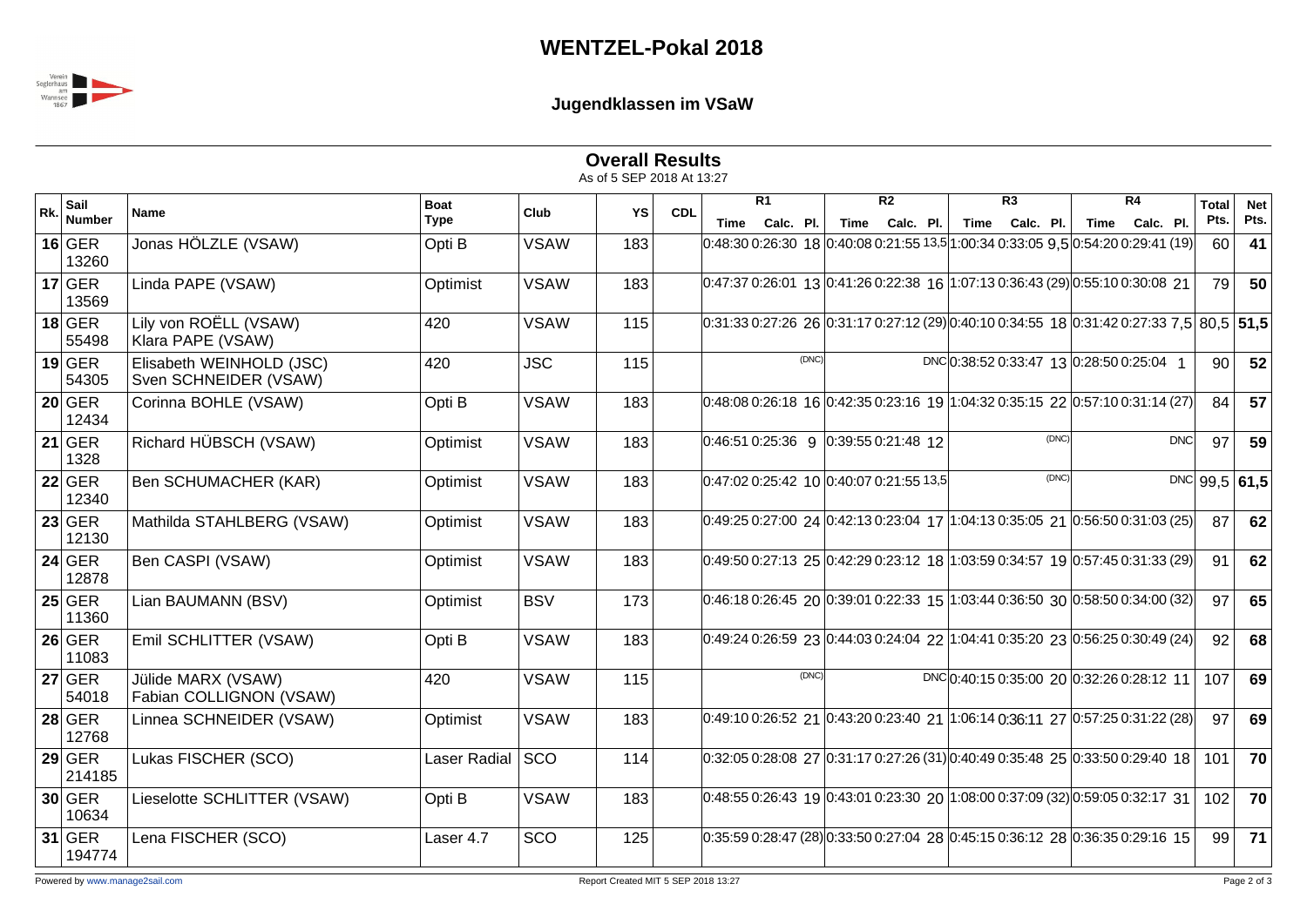# WENTZEL-Pokal 2018

## Jugendklassen im VSaW

### Overall Results

As of 5 SEP 2018 At 13:27

| Rk. | Sail Number | Name | Boat Type | Club | YS | CDL | R1 | | | R2 | | | R3 | | | R4 | | | Total Pts. | Net Pts. |
|---|---|---|---|---|---|---|---|---|---|---|---|---|---|---|---|---|---|---|---|---|
| | | | | | | | Time | Calc. | Pl. | Time | Calc. | Pl. | Time | Calc. | Pl. | Time | Calc. | Pl. | | |
| **16** | GER 13260 | Jonas HÖLZLE (VSAW) | Opti B | VSAW | 183 | | 0:48:30 | 0:26:30 | 18 | 0:40:08 | 0:21:55 | 13,5 | 1:00:34 | 0:33:05 | 9,5 | 0:54:20 | 0:29:41 | (19) | 60 | **41** |
| **17** | GER 13569 | Linda PAPE (VSAW) | Optimist | VSAW | 183 | | 0:47:37 | 0:26:01 | 13 | 0:41:26 | 0:22:38 | 16 | 1:07:13 | 0:36:43 | (29) | 0:55:10 | 0:30:08 | 21 | 79 | **50** |
| **18** | GER 55498 | Lily von ROËLL (VSAW) Klara PAPE (VSAW) | 420 | VSAW | 115 | | 0:31:33 | 0:27:26 | 26 | 0:31:17 | 0:27:12 | (29) | 0:40:10 | 0:34:55 | 18 | 0:31:42 | 0:27:33 | 7,5 | 80,5 | **51,5** |
| **19** | GER 54305 | Elisabeth WEINHOLD (JSC) Sven SCHNEIDER (VSAW) | 420 | JSC | 115 | | | | (DNC) | | | DNC | 0:38:52 | 0:33:47 | 13 | 0:28:50 | 0:25:04 | 1 | 90 | **52** |
| **20** | GER 12434 | Corinna BOHLE (VSAW) | Opti B | VSAW | 183 | | 0:48:08 | 0:26:18 | 16 | 0:42:35 | 0:23:16 | 19 | 1:04:32 | 0:35:15 | 22 | 0:57:10 | 0:31:14 | (27) | 84 | **57** |
| **21** | GER 1328 | Richard HÜBSCH (VSAW) | Optimist | VSAW | 183 | | 0:46:51 | 0:25:36 | 9 | 0:39:55 | 0:21:48 | 12 | | | (DNC) | | | DNC | 97 | **59** |
| **22** | GER 12340 | Ben SCHUMACHER (KAR) | Optimist | VSAW | 183 | | 0:47:02 | 0:25:42 | 10 | 0:40:07 | 0:21:55 | 13,5 | | | (DNC) | | | DNC | 99,5 | **61,5** |
| **23** | GER 12130 | Mathilda STAHLBERG (VSAW) | Optimist | VSAW | 183 | | 0:49:25 | 0:27:00 | 24 | 0:42:13 | 0:23:04 | 17 | 1:04:13 | 0:35:05 | 21 | 0:56:50 | 0:31:03 | (25) | 87 | **62** |
| **24** | GER 12878 | Ben CASPI (VSAW) | Optimist | VSAW | 183 | | 0:49:50 | 0:27:13 | 25 | 0:42:29 | 0:23:12 | 18 | 1:03:59 | 0:34:57 | 19 | 0:57:45 | 0:31:33 | (29) | 91 | **62** |
| **25** | GER 11360 | Lian BAUMANN (BSV) | Optimist | BSV | 173 | | 0:46:18 | 0:26:45 | 20 | 0:39:01 | 0:22:33 | 15 | 1:03:44 | 0:36:50 | 30 | 0:58:50 | 0:34:00 | (32) | 97 | **65** |
| **26** | GER 11083 | Emil SCHLITTER (VSAW) | Opti B | VSAW | 183 | | 0:49:24 | 0:26:59 | 23 | 0:44:03 | 0:24:04 | 22 | 1:04:41 | 0:35:20 | 23 | 0:56:25 | 0:30:49 | (24) | 92 | **68** |
| **27** | GER 54018 | Jülide MARX (VSAW) Fabian COLLIGNON (VSAW) | 420 | VSAW | 115 | | | | (DNC) | | | DNC | 0:40:15 | 0:35:00 | 20 | 0:32:26 | 0:28:12 | 11 | 107 | **69** |
| **28** | GER 12768 | Linnea SCHNEIDER (VSAW) | Optimist | VSAW | 183 | | 0:49:10 | 0:26:52 | 21 | 0:43:20 | 0:23:40 | 21 | 1:06:14 | 0:36:11 | 27 | 0:57:25 | 0:31:22 | (28) | 97 | **69** |
| **29** | GER 214185 | Lukas FISCHER (SCO) | Laser Radial | SCO | 114 | | 0:32:05 | 0:28:08 | 27 | 0:31:17 | 0:27:26 | (31) | 0:40:49 | 0:35:48 | 25 | 0:33:50 | 0:29:40 | 18 | 101 | **70** |
| **30** | GER 10634 | Lieselotte SCHLITTER (VSAW) | Opti B | VSAW | 183 | | 0:48:55 | 0:26:43 | 19 | 0:43:01 | 0:23:30 | 20 | 1:08:00 | 0:37:09 | (32) | 0:59:05 | 0:32:17 | 31 | 102 | **70** |
| **31** | GER 194774 | Lena FISCHER (SCO) | Laser 4.7 | SCO | 125 | | 0:35:59 | 0:28:47 | (28) | 0:33:50 | 0:27:04 | 28 | 0:45:15 | 0:36:12 | 28 | 0:36:35 | 0:29:16 | 15 | 99 | **71** |

Powered by www.manage2sail.com

Report Created MIT 5 SEP 2018 13:27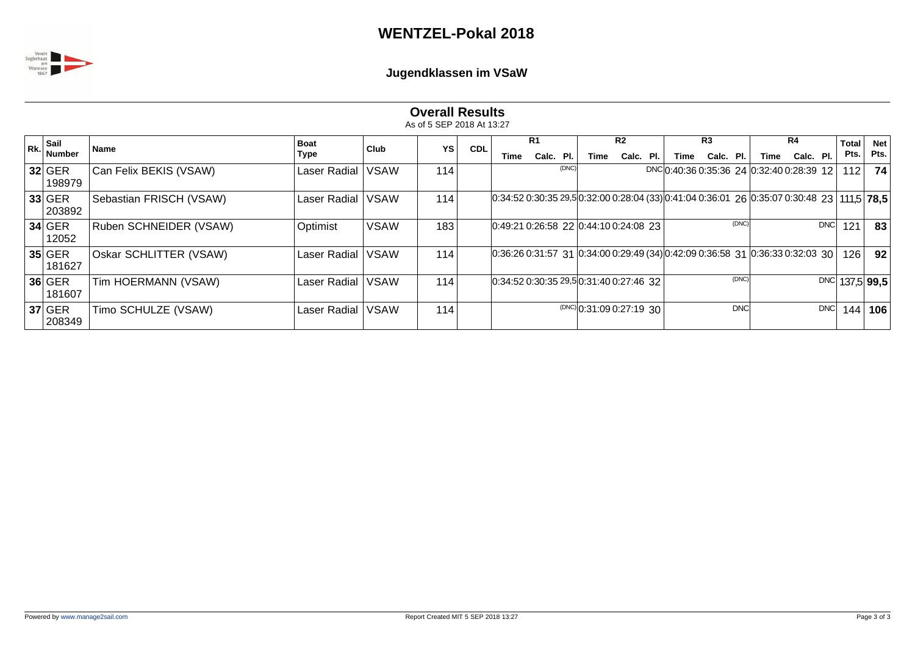# WENTZEL-Pokal 2018

## Jugendklassen im VSaW

### Overall Results

As of 5 SEP 2018 At 13:27

| Rk. | Sail Number | Name | Boat Type | Club | YS | CDL | R1 | | | R2 | | | R3 | | | R4 | | | Total Pts. | Net Pts. |
|---|---|---|---|---|---|---|---|---|---|---|---|---|---|---|---|---|---|---|---|---|
| | | | | | | | Time | Calc. | Pl. | Time | Calc. | Pl. | Time | Calc. | Pl. | Time | Calc. | Pl. | | |
| **32** | GER 198979 | Can Felix BEKIS (VSAW) | Laser Radial | VSAW | 114 | | | | (DNC) | | | DNC | 0:40:36 | 0:35:36 | 24 | 0:32:40 | 0:28:39 | 12 | 112 | **74** |
| **33** | GER 203892 | Sebastian FRISCH (VSAW) | Laser Radial | VSAW | 114 | | 0:34:52 | 0:30:35 | 29,5 | 0:32:00 | 0:28:04 | (33) | 0:41:04 | 0:36:01 | 26 | 0:35:07 | 0:30:48 | 23 | 111,5 | **78,5** |
| **34** | GER 12052 | Ruben SCHNEIDER (VSAW) | Optimist | VSAW | 183 | | 0:49:21 | 0:26:58 | 22 | 0:44:10 | 0:24:08 | 23 | | | (DNC) | | | DNC | 121 | **83** |
| **35** | GER 181627 | Oskar SCHLITTER (VSAW) | Laser Radial | VSAW | 114 | | 0:36:26 | 0:31:57 | 31 | 0:34:00 | 0:29:49 | (34) | 0:42:09 | 0:36:58 | 31 | 0:36:33 | 0:32:03 | 30 | 126 | **92** |
| **36** | GER 181607 | Tim HOERMANN (VSAW) | Laser Radial | VSAW | 114 | | 0:34:52 | 0:30:35 | 29,5 | 0:31:40 | 0:27:46 | 32 | | | (DNC) | | | DNC | 137,5 | **99,5** |
| **37** | GER 208349 | Timo SCHULZE (VSAW) | Laser Radial | VSAW | 114 | | | | (DNC) | 0:31:09 | 0:27:19 | 30 | | | DNC | | | DNC | 144 | **106** |

Powered by www.manage2sail.com

Report Created MIT 5 SEP 2018 13:27